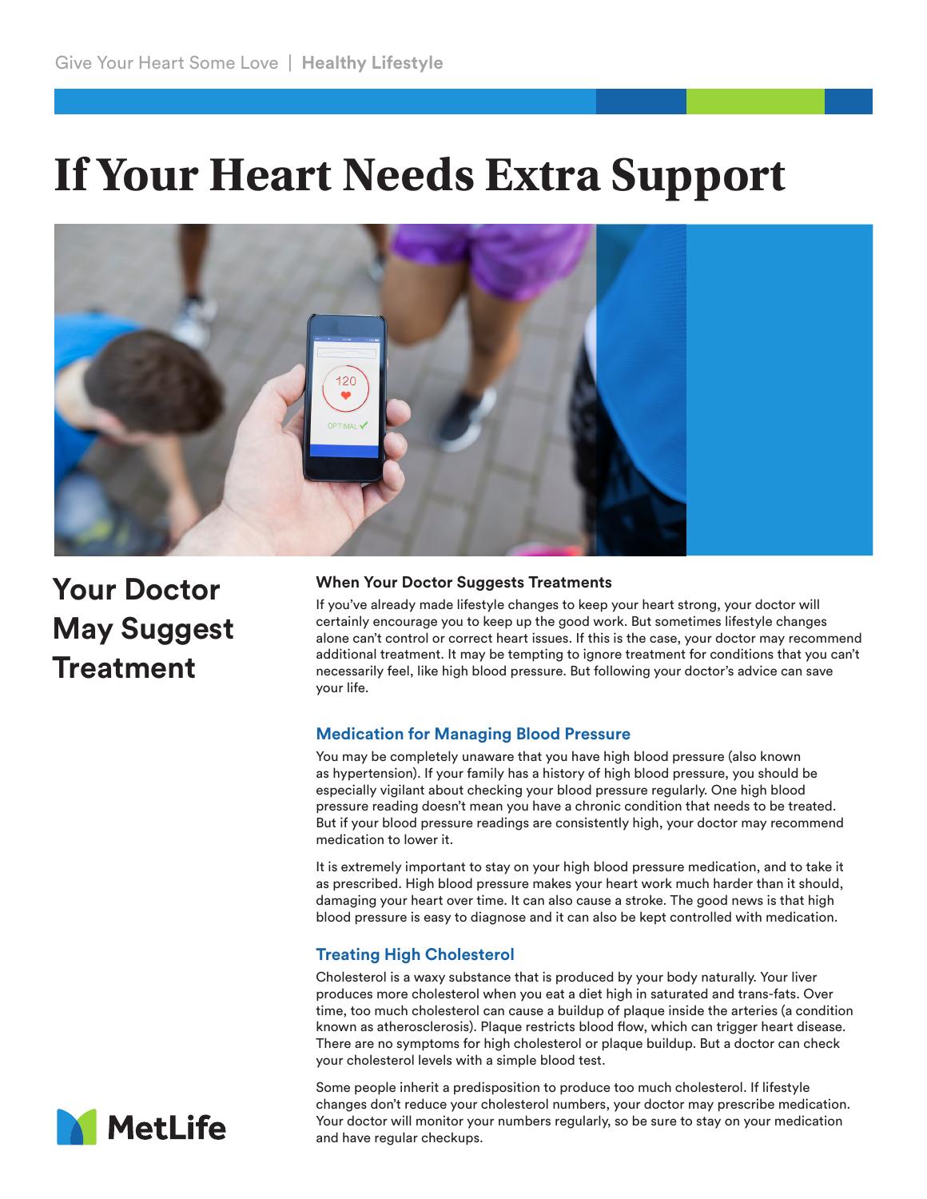Give Your Heart Some Love | **Healthy Lifestyle**

# If Your Heart Needs Extra Support

## Your Doctor May Suggest Treatment

### When Your Doctor Suggests Treatments

If you've already made lifestyle changes to keep your heart strong, your doctor will certainly encourage you to keep up the good work. But sometimes lifestyle changes alone can't control or correct heart issues. If this is the case, your doctor may recommend additional treatment. It may be tempting to ignore treatment for conditions that you can't necessarily feel, like high blood pressure. But following your doctor's advice can save your life.

### Medication for Managing Blood Pressure

You may be completely unaware that you have high blood pressure (also known as hypertension). If your family has a history of high blood pressure, you should be especially vigilant about checking your blood pressure regularly. One high blood pressure reading doesn't mean you have a chronic condition that needs to be treated. But if your blood pressure readings are consistently high, your doctor may recommend medication to lower it.

It is extremely important to stay on your high blood pressure medication, and to take it as prescribed. High blood pressure makes your heart work much harder than it should, damaging your heart over time. It can also cause a stroke. The good news is that high blood pressure is easy to diagnose and it can also be kept controlled with medication.

### Treating High Cholesterol

Cholesterol is a waxy substance that is produced by your body naturally. Your liver produces more cholesterol when you eat a diet high in saturated and trans-fats. Over time, too much cholesterol can cause a buildup of plaque inside the arteries (a condition known as atherosclerosis). Plaque restricts blood flow, which can trigger heart disease. There are no symptoms for high cholesterol or plaque buildup. But a doctor can check your cholesterol levels with a simple blood test.

Some people inherit a predisposition to produce too much cholesterol. If lifestyle changes don't reduce your cholesterol numbers, your doctor may prescribe medication. Your doctor will monitor your numbers regularly, so be sure to stay on your medication and have regular checkups.

MetLife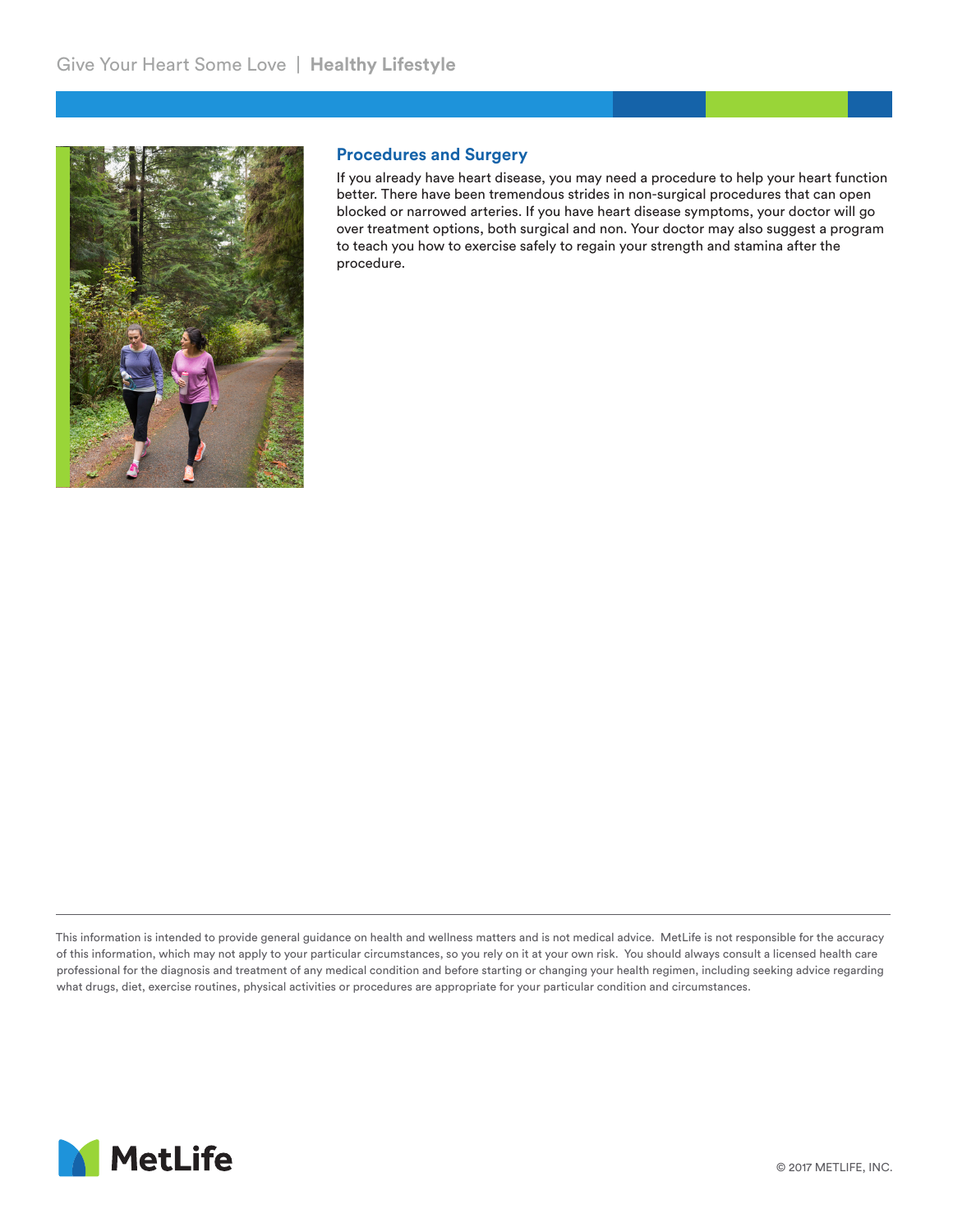## Procedures and Surgery

If you already have heart disease, you may need a procedure to help your heart function better. There have been tremendous strides in non-surgical procedures that can open blocked or narrowed arteries. If you have heart disease symptoms, your doctor will go over treatment options, both surgical and non. Your doctor may also suggest a program to teach you how to exercise safely to regain your strength and stamina after the procedure.

---

This information is intended to provide general guidance on health and wellness matters and is not medical advice. MetLife is not responsible for the accuracy of this information, which may not apply to your particular circumstances, so you rely on it at your own risk. You should always consult a licensed health care professional for the diagnosis and treatment of any medical condition and before starting or changing your health regimen, including seeking advice regarding what drugs, diet, exercise routines, physical activities or procedures are appropriate for your particular condition and circumstances.

MetLife

© 2017 METLIFE, INC.